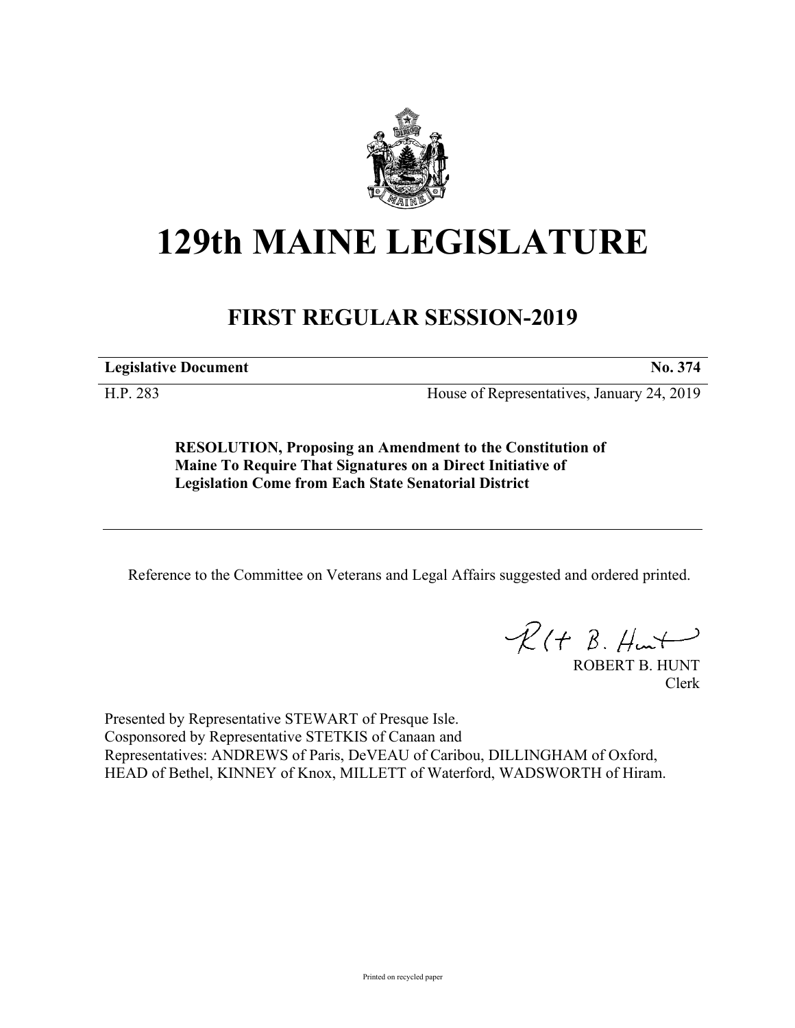# 129th MAINE LEGISLATURE

## FIRST REGULAR SESSION-2019

**Legislative Document** **No. 374**

H.P. 283 House of Representatives, January 24, 2019

**RESOLUTION, Proposing an Amendment to the Constitution of Maine To Require That Signatures on a Direct Initiative of Legislation Come from Each State Senatorial District**

---

Reference to the Committee on Veterans and Legal Affairs suggested and ordered printed.

ROBERT B. HUNT
Clerk

Presented by Representative STEWART of Presque Isle.
Cosponsored by Representative STETKIS of Canaan and
Representatives: ANDREWS of Paris, DeVEAU of Caribou, DILLINGHAM of Oxford, HEAD of Bethel, KINNEY of Knox, MILLETT of Waterford, WADSWORTH of Hiram.

Printed on recycled paper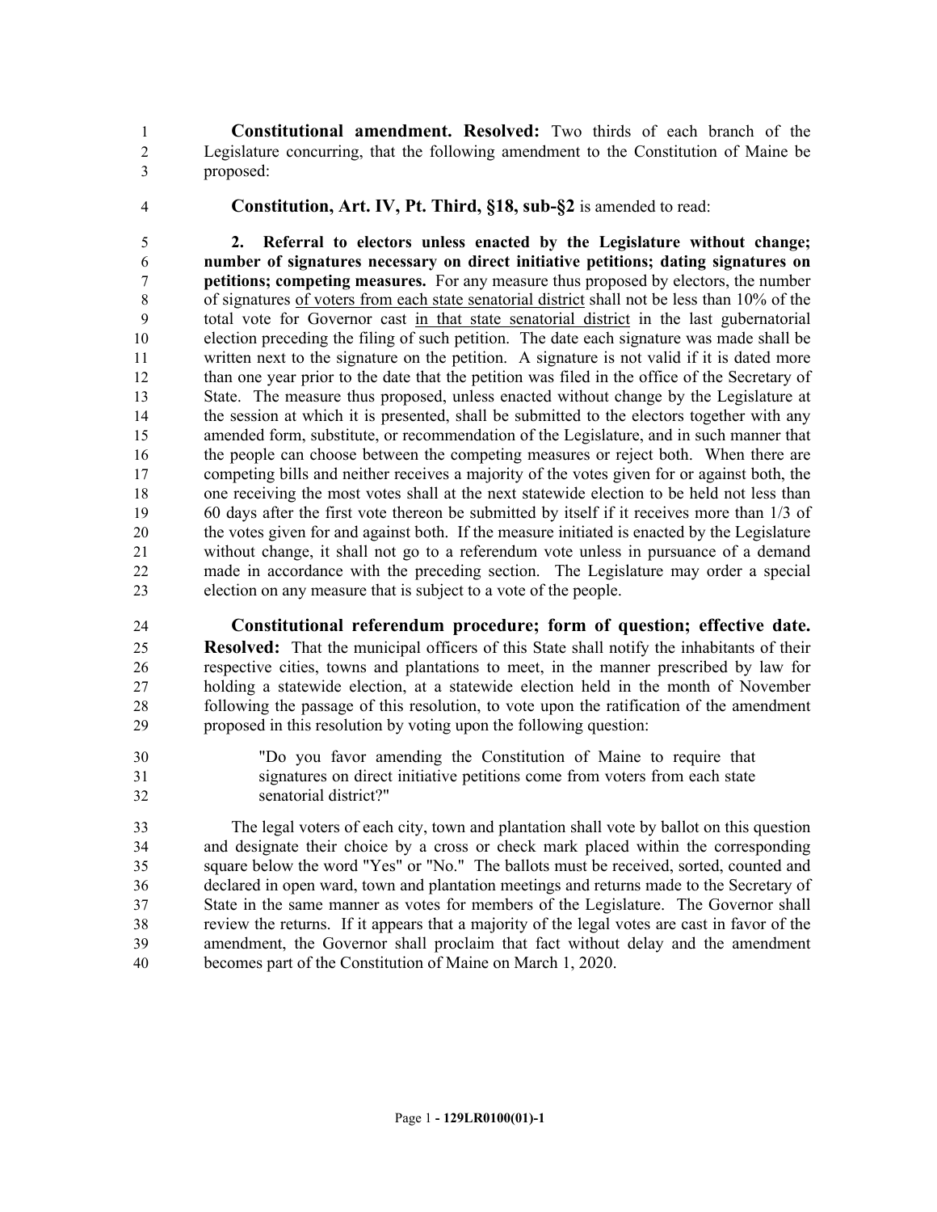**Constitutional amendment. Resolved:** Two thirds of each branch of the Legislature concurring, that the following amendment to the Constitution of Maine be proposed:

**Constitution, Art. IV, Pt. Third, §18, sub-§2** is amended to read:

**2. Referral to electors unless enacted by the Legislature without change; number of signatures necessary on direct initiative petitions; dating signatures on petitions; competing measures.** For any measure thus proposed by electors, the number of signatures <u>of voters from each state senatorial district</u> shall not be less than 10% of the total vote for Governor cast <u>in that state senatorial district</u> in the last gubernatorial election preceding the filing of such petition. The date each signature was made shall be written next to the signature on the petition. A signature is not valid if it is dated more than one year prior to the date that the petition was filed in the office of the Secretary of State. The measure thus proposed, unless enacted without change by the Legislature at the session at which it is presented, shall be submitted to the electors together with any amended form, substitute, or recommendation of the Legislature, and in such manner that the people can choose between the competing measures or reject both. When there are competing bills and neither receives a majority of the votes given for or against both, the one receiving the most votes shall at the next statewide election to be held not less than 60 days after the first vote thereon be submitted by itself if it receives more than 1/3 of the votes given for and against both. If the measure initiated is enacted by the Legislature without change, it shall not go to a referendum vote unless in pursuance of a demand made in accordance with the preceding section. The Legislature may order a special election on any measure that is subject to a vote of the people.

**Constitutional referendum procedure; form of question; effective date. Resolved:** That the municipal officers of this State shall notify the inhabitants of their respective cities, towns and plantations to meet, in the manner prescribed by law for holding a statewide election, at a statewide election held in the month of November following the passage of this resolution, to vote upon the ratification of the amendment proposed in this resolution by voting upon the following question:

> "Do you favor amending the Constitution of Maine to require that signatures on direct initiative petitions come from voters from each state senatorial district?"

The legal voters of each city, town and plantation shall vote by ballot on this question and designate their choice by a cross or check mark placed within the corresponding square below the word "Yes" or "No." The ballots must be received, sorted, counted and declared in open ward, town and plantation meetings and returns made to the Secretary of State in the same manner as votes for members of the Legislature. The Governor shall review the returns. If it appears that a majority of the legal votes are cast in favor of the amendment, the Governor shall proclaim that fact without delay and the amendment becomes part of the Constitution of Maine on March 1, 2020.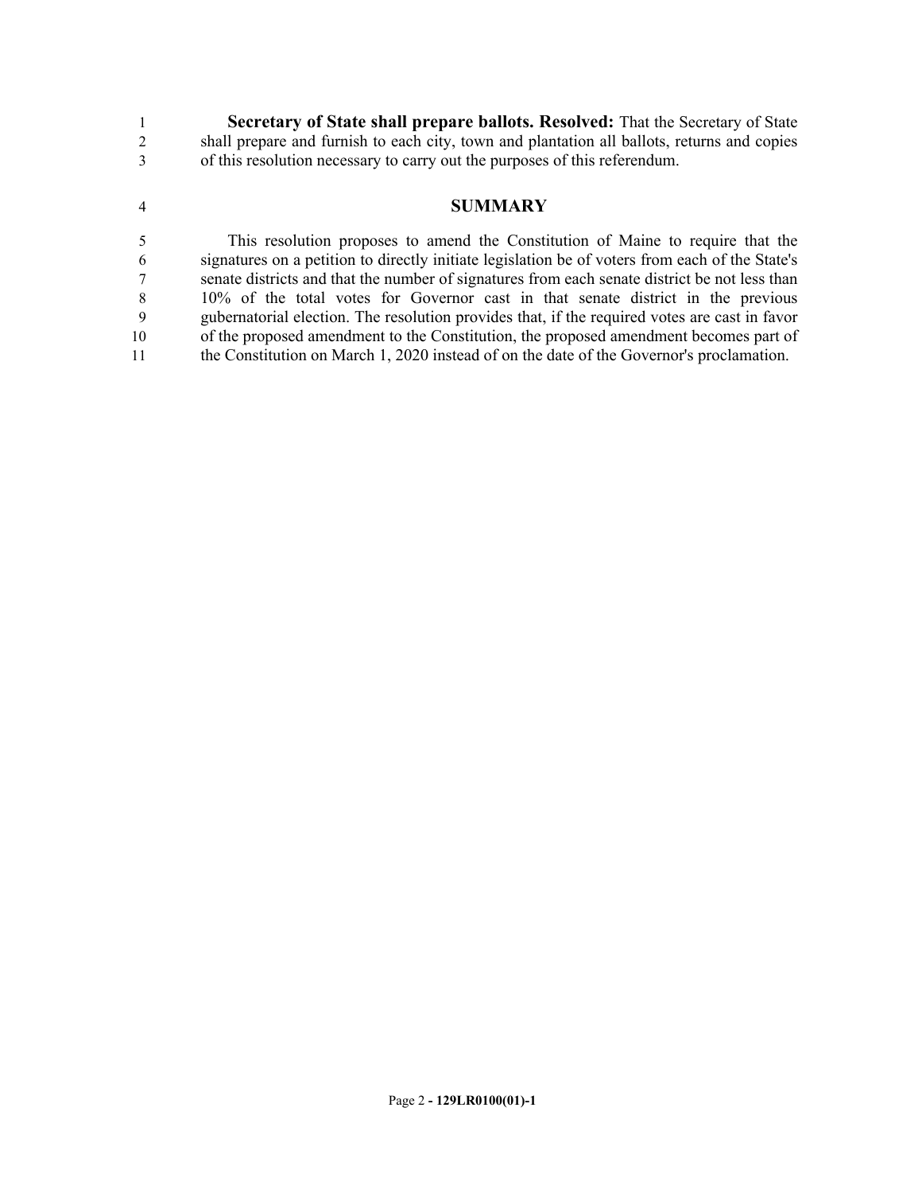**Secretary of State shall prepare ballots. Resolved:** That the Secretary of State shall prepare and furnish to each city, town and plantation all ballots, returns and copies of this resolution necessary to carry out the purposes of this referendum.

## SUMMARY

This resolution proposes to amend the Constitution of Maine to require that the signatures on a petition to directly initiate legislation be of voters from each of the State's senate districts and that the number of signatures from each senate district be not less than 10% of the total votes for Governor cast in that senate district in the previous gubernatorial election. The resolution provides that, if the required votes are cast in favor of the proposed amendment to the Constitution, the proposed amendment becomes part of the Constitution on March 1, 2020 instead of on the date of the Governor's proclamation.